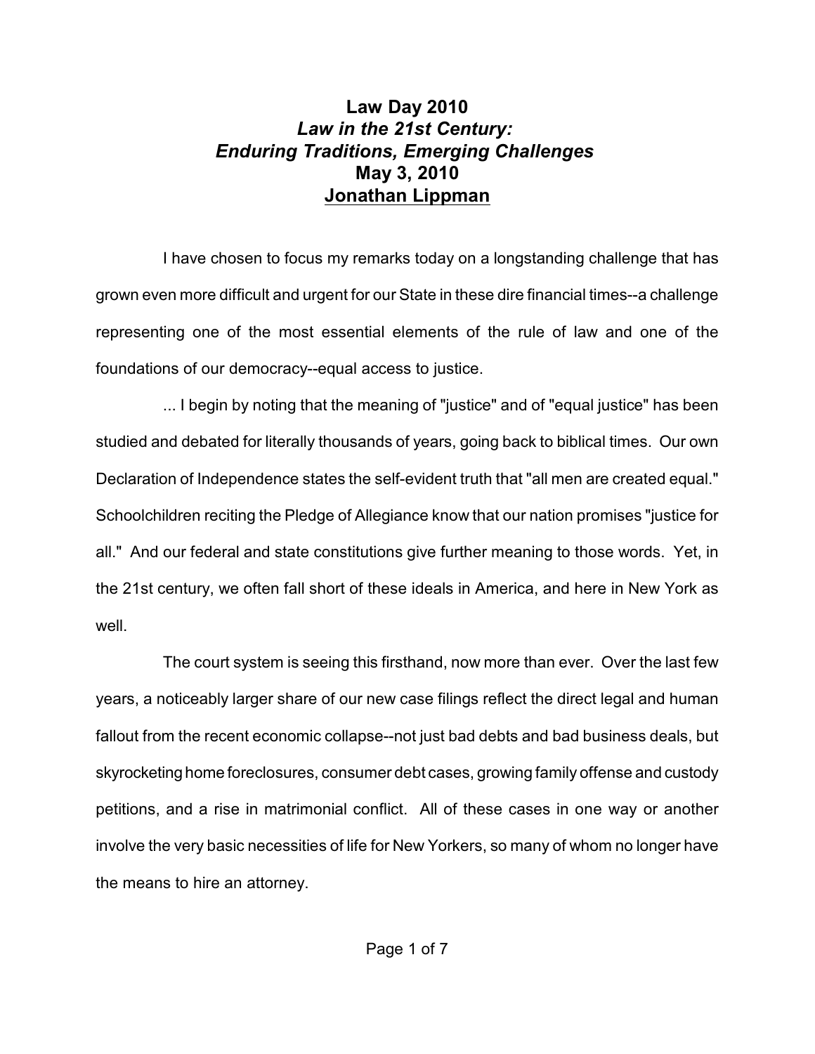# Law Day 2010
## *Law in the 21st Century: Enduring Traditions, Emerging Challenges*
### May 3, 2010
### Jonathan Lippman

I have chosen to focus my remarks today on a longstanding challenge that has grown even more difficult and urgent for our State in these dire financial times--a challenge representing one of the most essential elements of the rule of law and one of the foundations of our democracy--equal access to justice.

... I begin by noting that the meaning of "justice" and of "equal justice" has been studied and debated for literally thousands of years, going back to biblical times. Our own Declaration of Independence states the self-evident truth that "all men are created equal." Schoolchildren reciting the Pledge of Allegiance know that our nation promises "justice for all." And our federal and state constitutions give further meaning to those words. Yet, in the 21st century, we often fall short of these ideals in America, and here in New York as well.

The court system is seeing this firsthand, now more than ever. Over the last few years, a noticeably larger share of our new case filings reflect the direct legal and human fallout from the recent economic collapse--not just bad debts and bad business deals, but skyrocketing home foreclosures, consumer debt cases, growing family offense and custody petitions, and a rise in matrimonial conflict. All of these cases in one way or another involve the very basic necessities of life for New Yorkers, so many of whom no longer have the means to hire an attorney.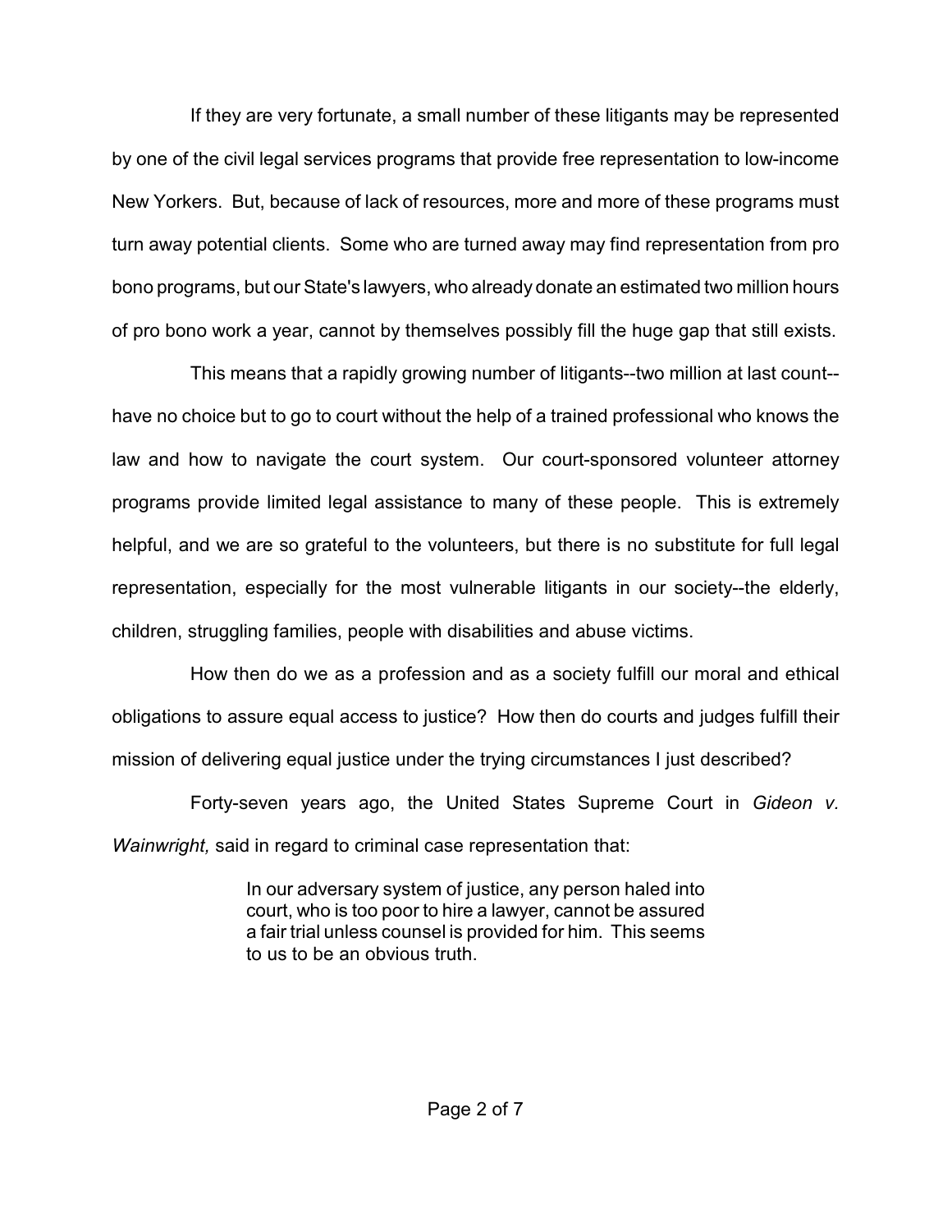If they are very fortunate, a small number of these litigants may be represented by one of the civil legal services programs that provide free representation to low-income New Yorkers. But, because of lack of resources, more and more of these programs must turn away potential clients. Some who are turned away may find representation from pro bono programs, but our State's lawyers, who already donate an estimated two million hours of pro bono work a year, cannot by themselves possibly fill the huge gap that still exists.

This means that a rapidly growing number of litigants--two million at last count--have no choice but to go to court without the help of a trained professional who knows the law and how to navigate the court system. Our court-sponsored volunteer attorney programs provide limited legal assistance to many of these people. This is extremely helpful, and we are so grateful to the volunteers, but there is no substitute for full legal representation, especially for the most vulnerable litigants in our society--the elderly, children, struggling families, people with disabilities and abuse victims.

How then do we as a profession and as a society fulfill our moral and ethical obligations to assure equal access to justice? How then do courts and judges fulfill their mission of delivering equal justice under the trying circumstances I just described?

Forty-seven years ago, the United States Supreme Court in *Gideon v. Wainwright,* said in regard to criminal case representation that:

> In our adversary system of justice, any person haled into court, who is too poor to hire a lawyer, cannot be assured a fair trial unless counsel is provided for him. This seems to us to be an obvious truth.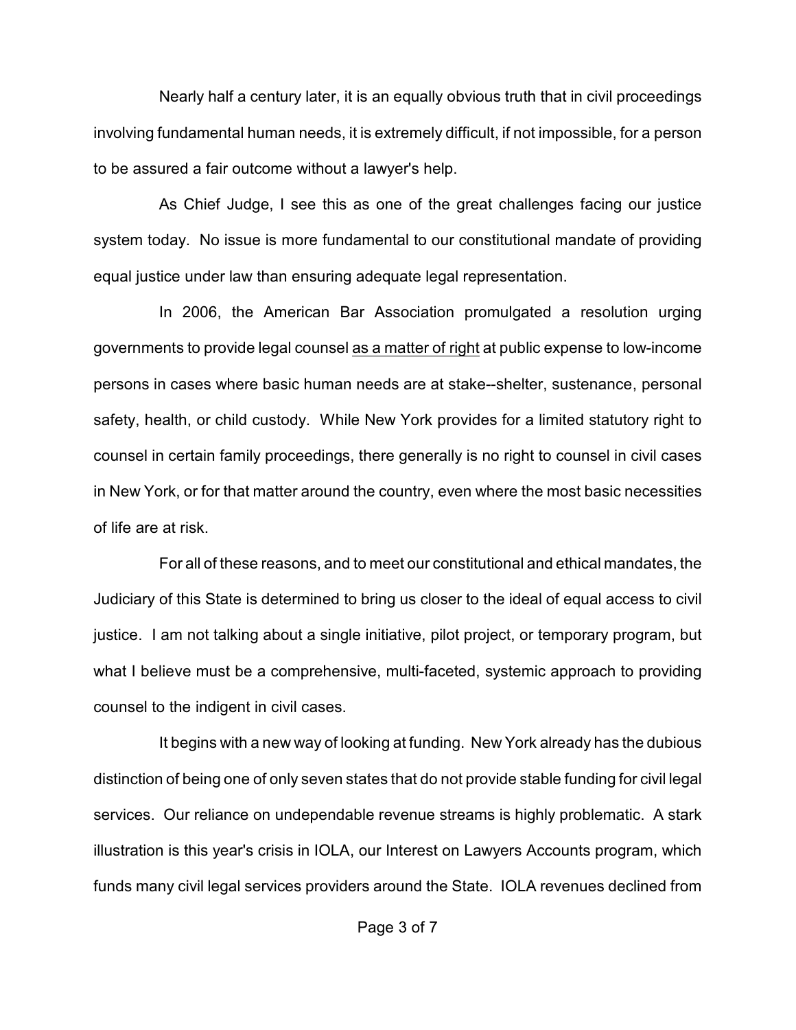Nearly half a century later, it is an equally obvious truth that in civil proceedings involving fundamental human needs, it is extremely difficult, if not impossible, for a person to be assured a fair outcome without a lawyer's help.

As Chief Judge, I see this as one of the great challenges facing our justice system today. No issue is more fundamental to our constitutional mandate of providing equal justice under law than ensuring adequate legal representation.

In 2006, the American Bar Association promulgated a resolution urging governments to provide legal counsel <u>as a matter of right</u> at public expense to low-income persons in cases where basic human needs are at stake--shelter, sustenance, personal safety, health, or child custody. While New York provides for a limited statutory right to counsel in certain family proceedings, there generally is no right to counsel in civil cases in New York, or for that matter around the country, even where the most basic necessities of life are at risk.

For all of these reasons, and to meet our constitutional and ethical mandates, the Judiciary of this State is determined to bring us closer to the ideal of equal access to civil justice. I am not talking about a single initiative, pilot project, or temporary program, but what I believe must be a comprehensive, multi-faceted, systemic approach to providing counsel to the indigent in civil cases.

It begins with a new way of looking at funding. New York already has the dubious distinction of being one of only seven states that do not provide stable funding for civil legal services. Our reliance on undependable revenue streams is highly problematic. A stark illustration is this year's crisis in IOLA, our Interest on Lawyers Accounts program, which funds many civil legal services providers around the State. IOLA revenues declined from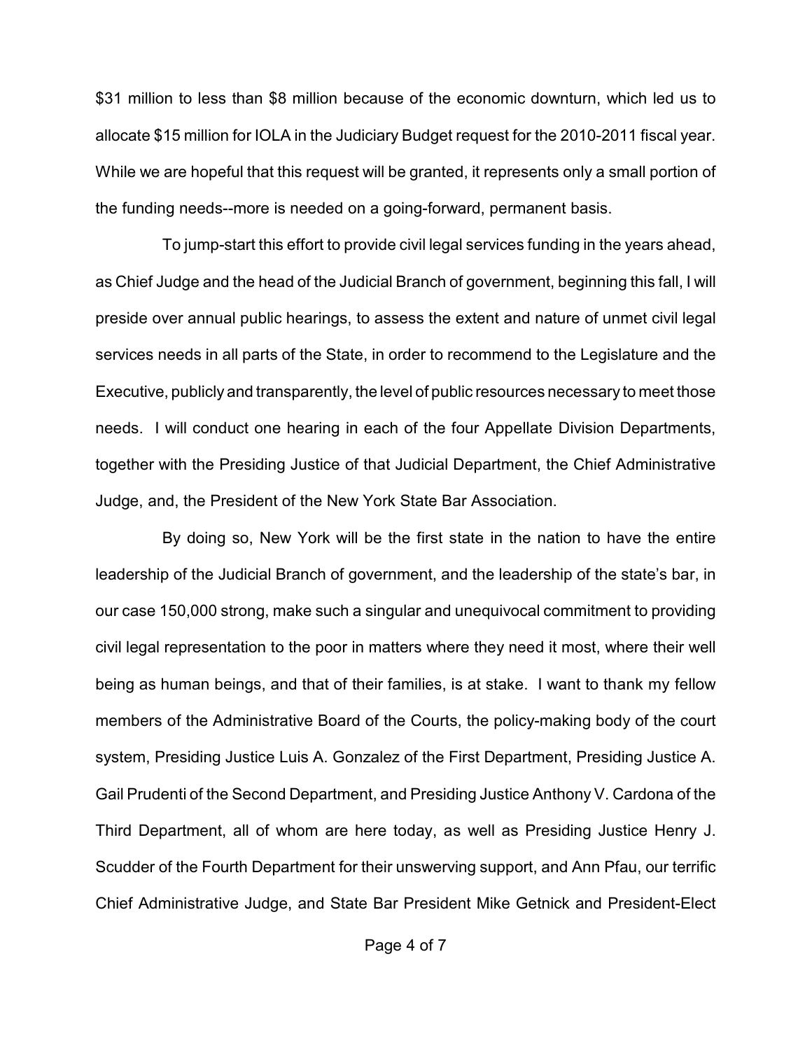$31 million to less than $8 million because of the economic downturn, which led us to allocate $15 million for IOLA in the Judiciary Budget request for the 2010-2011 fiscal year. While we are hopeful that this request will be granted, it represents only a small portion of the funding needs--more is needed on a going-forward, permanent basis.

To jump-start this effort to provide civil legal services funding in the years ahead, as Chief Judge and the head of the Judicial Branch of government, beginning this fall, I will preside over annual public hearings, to assess the extent and nature of unmet civil legal services needs in all parts of the State, in order to recommend to the Legislature and the Executive, publicly and transparently, the level of public resources necessary to meet those needs. I will conduct one hearing in each of the four Appellate Division Departments, together with the Presiding Justice of that Judicial Department, the Chief Administrative Judge, and, the President of the New York State Bar Association.

By doing so, New York will be the first state in the nation to have the entire leadership of the Judicial Branch of government, and the leadership of the state's bar, in our case 150,000 strong, make such a singular and unequivocal commitment to providing civil legal representation to the poor in matters where they need it most, where their well being as human beings, and that of their families, is at stake. I want to thank my fellow members of the Administrative Board of the Courts, the policy-making body of the court system, Presiding Justice Luis A. Gonzalez of the First Department, Presiding Justice A. Gail Prudenti of the Second Department, and Presiding Justice Anthony V. Cardona of the Third Department, all of whom are here today, as well as Presiding Justice Henry J. Scudder of the Fourth Department for their unswerving support, and Ann Pfau, our terrific Chief Administrative Judge, and State Bar President Mike Getnick and President-Elect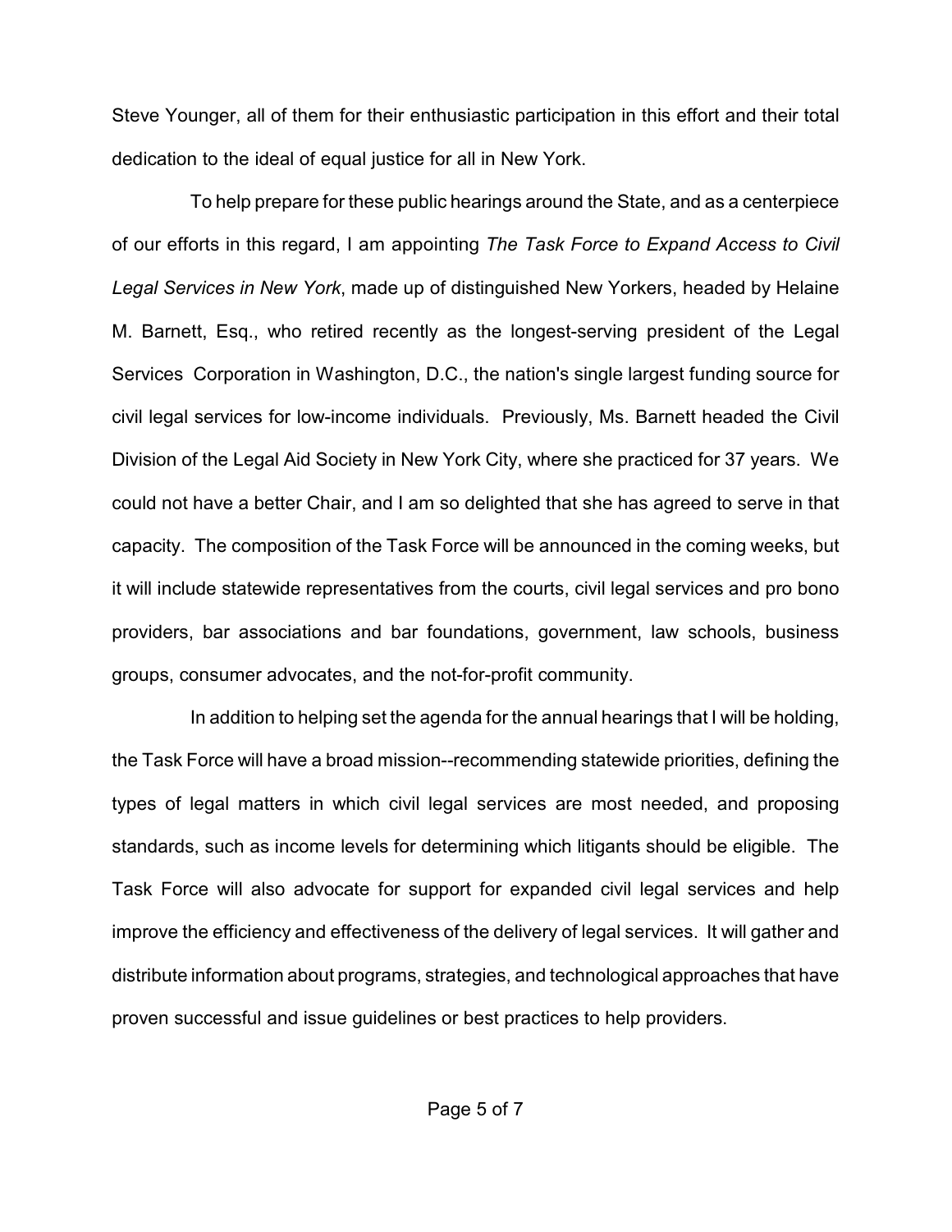Steve Younger, all of them for their enthusiastic participation in this effort and their total dedication to the ideal of equal justice for all in New York.

To help prepare for these public hearings around the State, and as a centerpiece of our efforts in this regard, I am appointing *The Task Force to Expand Access to Civil Legal Services in New York*, made up of distinguished New Yorkers, headed by Helaine M. Barnett, Esq., who retired recently as the longest-serving president of the Legal Services Corporation in Washington, D.C., the nation's single largest funding source for civil legal services for low-income individuals. Previously, Ms. Barnett headed the Civil Division of the Legal Aid Society in New York City, where she practiced for 37 years. We could not have a better Chair, and I am so delighted that she has agreed to serve in that capacity. The composition of the Task Force will be announced in the coming weeks, but it will include statewide representatives from the courts, civil legal services and pro bono providers, bar associations and bar foundations, government, law schools, business groups, consumer advocates, and the not-for-profit community.

In addition to helping set the agenda for the annual hearings that I will be holding, the Task Force will have a broad mission--recommending statewide priorities, defining the types of legal matters in which civil legal services are most needed, and proposing standards, such as income levels for determining which litigants should be eligible. The Task Force will also advocate for support for expanded civil legal services and help improve the efficiency and effectiveness of the delivery of legal services. It will gather and distribute information about programs, strategies, and technological approaches that have proven successful and issue guidelines or best practices to help providers.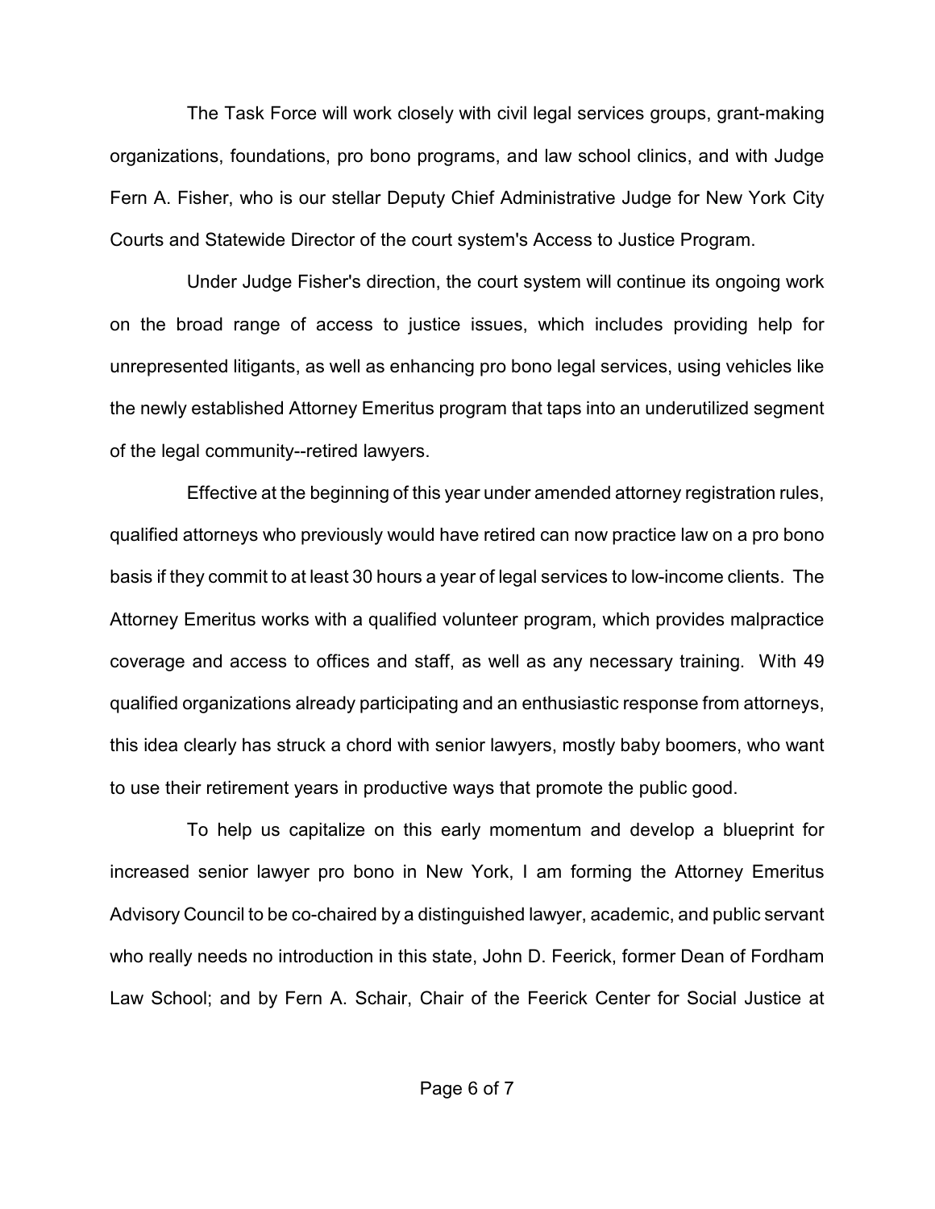The Task Force will work closely with civil legal services groups, grant-making organizations, foundations, pro bono programs, and law school clinics, and with Judge Fern A. Fisher, who is our stellar Deputy Chief Administrative Judge for New York City Courts and Statewide Director of the court system's Access to Justice Program.

Under Judge Fisher's direction, the court system will continue its ongoing work on the broad range of access to justice issues, which includes providing help for unrepresented litigants, as well as enhancing pro bono legal services, using vehicles like the newly established Attorney Emeritus program that taps into an underutilized segment of the legal community--retired lawyers.

Effective at the beginning of this year under amended attorney registration rules, qualified attorneys who previously would have retired can now practice law on a pro bono basis if they commit to at least 30 hours a year of legal services to low-income clients. The Attorney Emeritus works with a qualified volunteer program, which provides malpractice coverage and access to offices and staff, as well as any necessary training. With 49 qualified organizations already participating and an enthusiastic response from attorneys, this idea clearly has struck a chord with senior lawyers, mostly baby boomers, who want to use their retirement years in productive ways that promote the public good.

To help us capitalize on this early momentum and develop a blueprint for increased senior lawyer pro bono in New York, I am forming the Attorney Emeritus Advisory Council to be co-chaired by a distinguished lawyer, academic, and public servant who really needs no introduction in this state, John D. Feerick, former Dean of Fordham Law School; and by Fern A. Schair, Chair of the Feerick Center for Social Justice at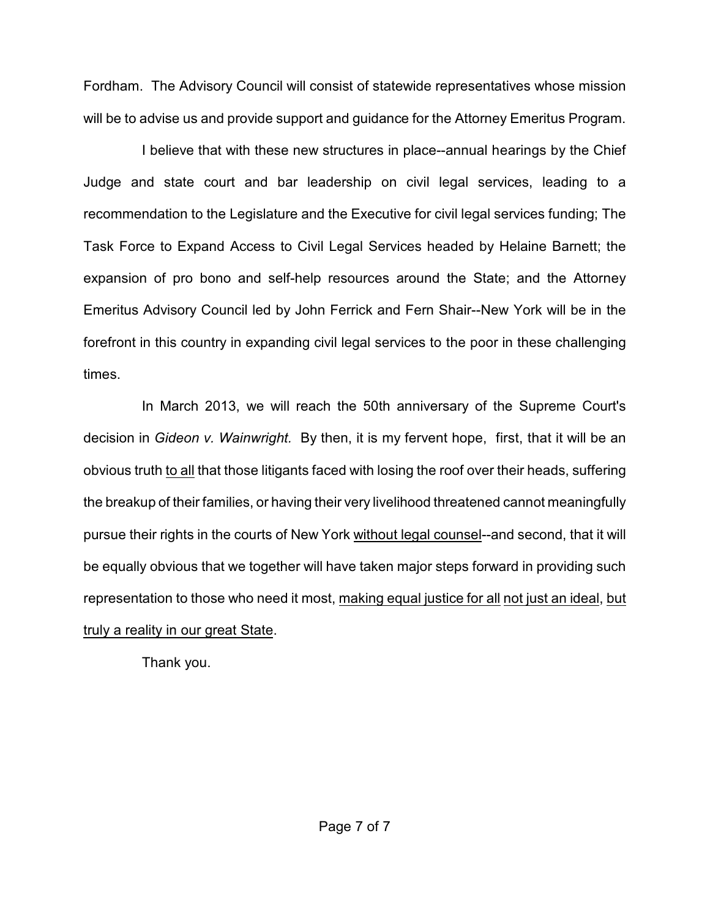Fordham. The Advisory Council will consist of statewide representatives whose mission will be to advise us and provide support and guidance for the Attorney Emeritus Program.

I believe that with these new structures in place--annual hearings by the Chief Judge and state court and bar leadership on civil legal services, leading to a recommendation to the Legislature and the Executive for civil legal services funding; The Task Force to Expand Access to Civil Legal Services headed by Helaine Barnett; the expansion of pro bono and self-help resources around the State; and the Attorney Emeritus Advisory Council led by John Ferrick and Fern Shair--New York will be in the forefront in this country in expanding civil legal services to the poor in these challenging times.

In March 2013, we will reach the 50th anniversary of the Supreme Court's decision in *Gideon v. Wainwright.* By then, it is my fervent hope, first, that it will be an obvious truth <u>to all</u> that those litigants faced with losing the roof over their heads, suffering the breakup of their families, or having their very livelihood threatened cannot meaningfully pursue their rights in the courts of New York <u>without legal counsel</u>--and second, that it will be equally obvious that we together will have taken major steps forward in providing such representation to those who need it most, <u>making equal justice for all</u> <u>not just an ideal</u>, <u>but truly a reality in our great State</u>.

Thank you.